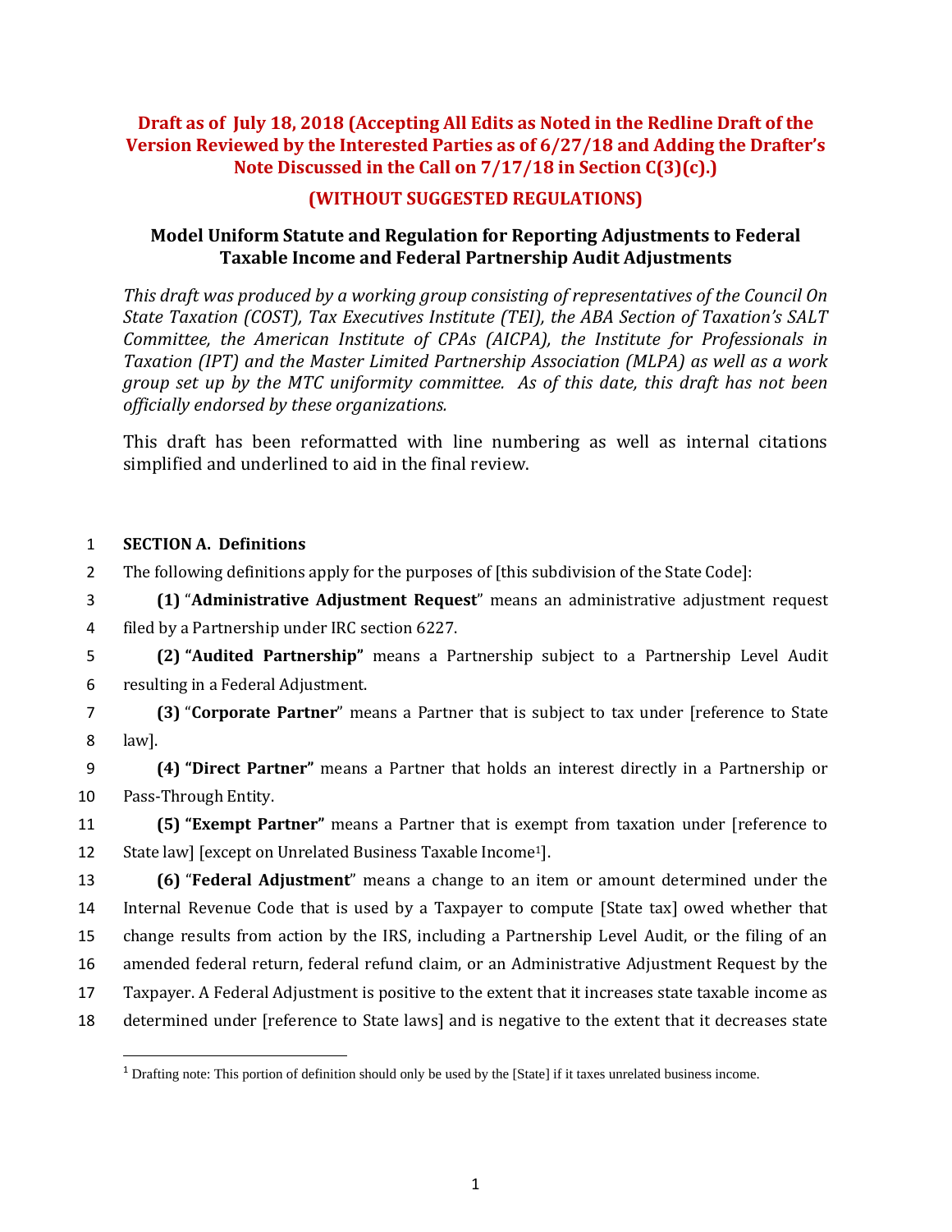**Draft as of July 18, 2018 (Accepting All Edits as Noted in the Redline Draft of the Version Reviewed by the Interested Parties as of 6/27/18 and Adding the Drafter's Note Discussed in the Call on 7/17/18 in Section C(3)(c).)**

**(WITHOUT SUGGESTED REGULATIONS)**

## Model Uniform Statute and Regulation for Reporting Adjustments to Federal Taxable Income and Federal Partnership Audit Adjustments

*This draft was produced by a working group consisting of representatives of the Council On State Taxation (COST), Tax Executives Institute (TEI), the ABA Section of Taxation's SALT Committee, the American Institute of CPAs (AICPA), the Institute for Professionals in Taxation (IPT) and the Master Limited Partnership Association (MLPA) as well as a work group set up by the MTC uniformity committee. As of this date, this draft has not been officially endorsed by these organizations.*

This draft has been reformatted with line numbering as well as internal citations simplified and underlined to aid in the final review.

1 **SECTION A. Definitions**

2 The following definitions apply for the purposes of [this subdivision of the State Code]:

3 **(1)** "**Administrative Adjustment Request**" means an administrative adjustment request
4 filed by a Partnership under IRC section 6227.

5 **(2) "Audited Partnership"** means a Partnership subject to a Partnership Level Audit
6 resulting in a Federal Adjustment.

7 **(3)** "**Corporate Partner**" means a Partner that is subject to tax under [reference to State
8 law].

9 **(4) "Direct Partner"** means a Partner that holds an interest directly in a Partnership or
10 Pass-Through Entity.

11 **(5) "Exempt Partner"** means a Partner that is exempt from taxation under [reference to
12 State law] [except on Unrelated Business Taxable Income[1]].

13 **(6)** "**Federal Adjustment**" means a change to an item or amount determined under the
14 Internal Revenue Code that is used by a Taxpayer to compute [State tax] owed whether that
15 change results from action by the IRS, including a Partnership Level Audit, or the filing of an
16 amended federal return, federal refund claim, or an Administrative Adjustment Request by the
17 Taxpayer. A Federal Adjustment is positive to the extent that it increases state taxable income as
18 determined under [reference to State laws] and is negative to the extent that it decreases state

[1] Drafting note: This portion of definition should only be used by the [State] if it taxes unrelated business income.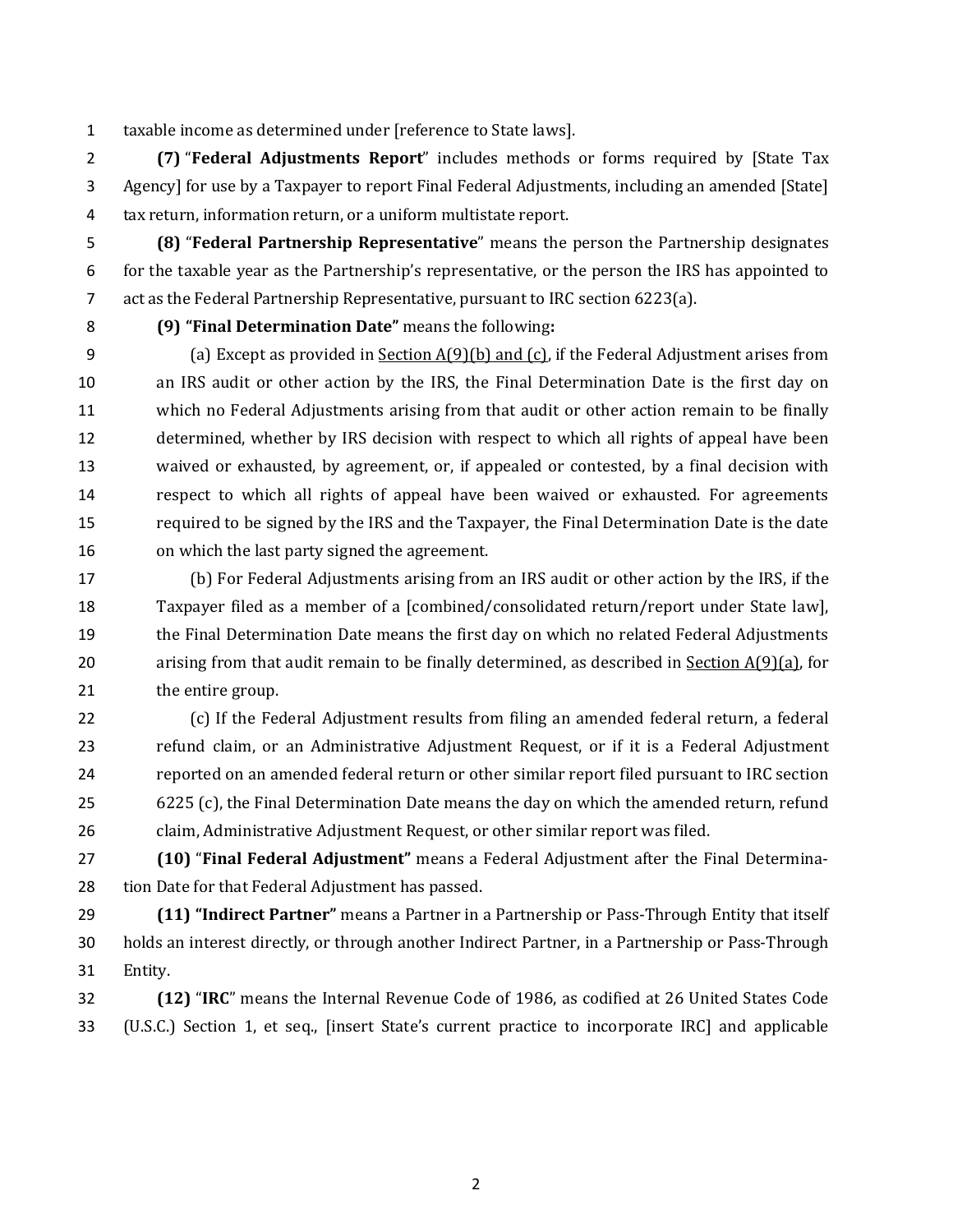taxable income as determined under [reference to State laws].

**(7)** "**Federal Adjustments Report**" includes methods or forms required by [State Tax Agency] for use by a Taxpayer to report Final Federal Adjustments, including an amended [State] tax return, information return, or a uniform multistate report.

**(8)** "**Federal Partnership Representative**" means the person the Partnership designates for the taxable year as the Partnership's representative, or the person the IRS has appointed to act as the Federal Partnership Representative, pursuant to IRC section 6223(a).

**(9) "Final Determination Date"** means the following**:**

(a) Except as provided in Section A(9)(b) and (c), if the Federal Adjustment arises from an IRS audit or other action by the IRS, the Final Determination Date is the first day on which no Federal Adjustments arising from that audit or other action remain to be finally determined, whether by IRS decision with respect to which all rights of appeal have been waived or exhausted, by agreement, or, if appealed or contested, by a final decision with respect to which all rights of appeal have been waived or exhausted. For agreements required to be signed by the IRS and the Taxpayer, the Final Determination Date is the date on which the last party signed the agreement.

(b) For Federal Adjustments arising from an IRS audit or other action by the IRS, if the Taxpayer filed as a member of a [combined/consolidated return/report under State law], the Final Determination Date means the first day on which no related Federal Adjustments arising from that audit remain to be finally determined, as described in Section A(9)(a), for the entire group.

(c) If the Federal Adjustment results from filing an amended federal return, a federal refund claim, or an Administrative Adjustment Request, or if it is a Federal Adjustment reported on an amended federal return or other similar report filed pursuant to IRC section 6225 (c), the Final Determination Date means the day on which the amended return, refund claim, Administrative Adjustment Request, or other similar report was filed.

**(10)** "**Final Federal Adjustment"** means a Federal Adjustment after the Final Determination Date for that Federal Adjustment has passed.

**(11) "Indirect Partner"** means a Partner in a Partnership or Pass-Through Entity that itself holds an interest directly, or through another Indirect Partner, in a Partnership or Pass-Through Entity.

**(12)** "**IRC**" means the Internal Revenue Code of 1986, as codified at 26 United States Code (U.S.C.) Section 1, et seq., [insert State's current practice to incorporate IRC] and applicable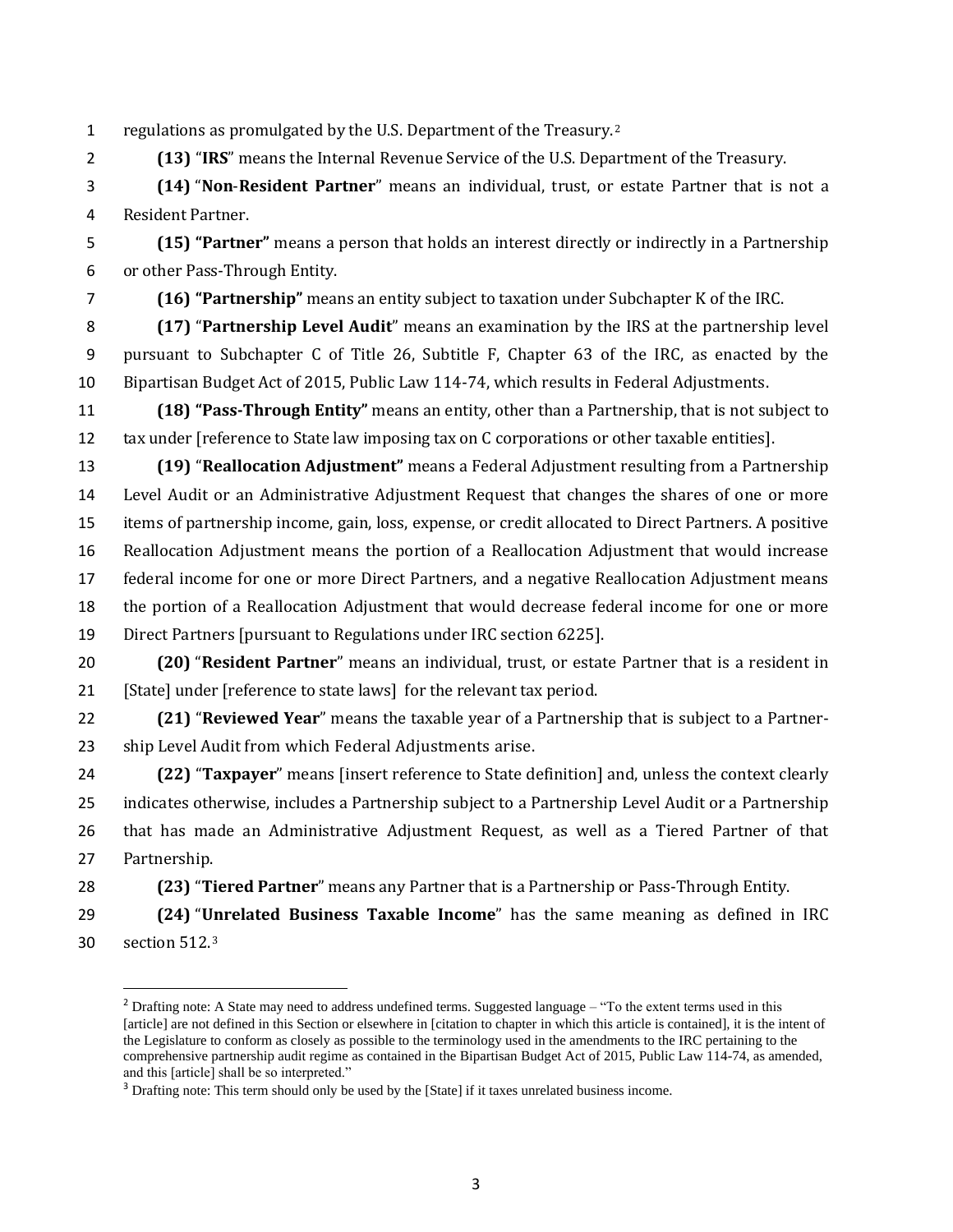regulations as promulgated by the U.S. Department of the Treasury.[2]

**(13)** "**IRS**" means the Internal Revenue Service of the U.S. Department of the Treasury.

**(14)** "**Non-Resident Partner**" means an individual, trust, or estate Partner that is not a Resident Partner.

**(15) "Partner"** means a person that holds an interest directly or indirectly in a Partnership or other Pass-Through Entity.

**(16) "Partnership"** means an entity subject to taxation under Subchapter K of the IRC.

**(17)** "**Partnership Level Audit**" means an examination by the IRS at the partnership level pursuant to Subchapter C of Title 26, Subtitle F, Chapter 63 of the IRC, as enacted by the Bipartisan Budget Act of 2015, Public Law 114-74, which results in Federal Adjustments.

**(18) "Pass-Through Entity"** means an entity, other than a Partnership, that is not subject to tax under [reference to State law imposing tax on C corporations or other taxable entities].

**(19)** "**Reallocation Adjustment"** means a Federal Adjustment resulting from a Partnership Level Audit or an Administrative Adjustment Request that changes the shares of one or more items of partnership income, gain, loss, expense, or credit allocated to Direct Partners. A positive Reallocation Adjustment means the portion of a Reallocation Adjustment that would increase federal income for one or more Direct Partners, and a negative Reallocation Adjustment means the portion of a Reallocation Adjustment that would decrease federal income for one or more Direct Partners [pursuant to Regulations under IRC section 6225].

**(20)** "**Resident Partner**" means an individual, trust, or estate Partner that is a resident in [State] under [reference to state laws] for the relevant tax period.

**(21)** "**Reviewed Year**" means the taxable year of a Partnership that is subject to a Partnership Level Audit from which Federal Adjustments arise.

**(22)** "**Taxpayer**" means [insert reference to State definition] and, unless the context clearly indicates otherwise, includes a Partnership subject to a Partnership Level Audit or a Partnership that has made an Administrative Adjustment Request, as well as a Tiered Partner of that Partnership.

**(23)** "**Tiered Partner**" means any Partner that is a Partnership or Pass-Through Entity.

**(24)** "**Unrelated Business Taxable Income**" has the same meaning as defined in IRC section 512.[3]

---

[2] Drafting note: A State may need to address undefined terms. Suggested language – "To the extent terms used in this [article] are not defined in this Section or elsewhere in [citation to chapter in which this article is contained], it is the intent of the Legislature to conform as closely as possible to the terminology used in the amendments to the IRC pertaining to the comprehensive partnership audit regime as contained in the Bipartisan Budget Act of 2015, Public Law 114-74, as amended, and this [article] shall be so interpreted."

[3] Drafting note: This term should only be used by the [State] if it taxes unrelated business income.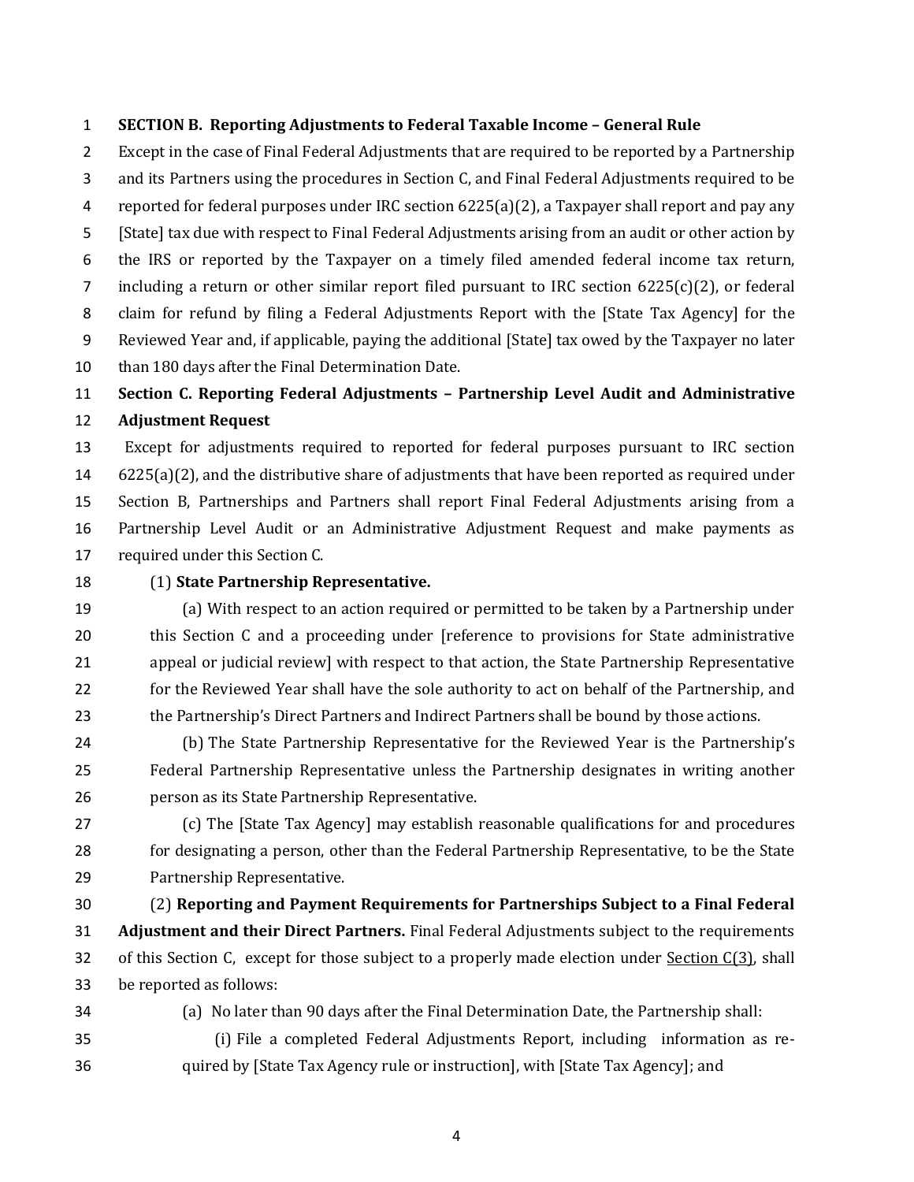**SECTION B. Reporting Adjustments to Federal Taxable Income – General Rule**

Except in the case of Final Federal Adjustments that are required to be reported by a Partnership and its Partners using the procedures in Section C, and Final Federal Adjustments required to be reported for federal purposes under IRC section 6225(a)(2), a Taxpayer shall report and pay any [State] tax due with respect to Final Federal Adjustments arising from an audit or other action by the IRS or reported by the Taxpayer on a timely filed amended federal income tax return, including a return or other similar report filed pursuant to IRC section 6225(c)(2), or federal claim for refund by filing a Federal Adjustments Report with the [State Tax Agency] for the Reviewed Year and, if applicable, paying the additional [State] tax owed by the Taxpayer no later than 180 days after the Final Determination Date.

**Section C. Reporting Federal Adjustments – Partnership Level Audit and Administrative Adjustment Request**

Except for adjustments required to reported for federal purposes pursuant to IRC section 6225(a)(2), and the distributive share of adjustments that have been reported as required under Section B, Partnerships and Partners shall report Final Federal Adjustments arising from a Partnership Level Audit or an Administrative Adjustment Request and make payments as required under this Section C.

(1) **State Partnership Representative.**

(a) With respect to an action required or permitted to be taken by a Partnership under this Section C and a proceeding under [reference to provisions for State administrative appeal or judicial review] with respect to that action, the State Partnership Representative for the Reviewed Year shall have the sole authority to act on behalf of the Partnership, and the Partnership's Direct Partners and Indirect Partners shall be bound by those actions.

(b) The State Partnership Representative for the Reviewed Year is the Partnership's Federal Partnership Representative unless the Partnership designates in writing another person as its State Partnership Representative.

(c) The [State Tax Agency] may establish reasonable qualifications for and procedures for designating a person, other than the Federal Partnership Representative, to be the State Partnership Representative.

(2) **Reporting and Payment Requirements for Partnerships Subject to a Final Federal Adjustment and their Direct Partners.** Final Federal Adjustments subject to the requirements of this Section C, except for those subject to a properly made election under Section C(3), shall be reported as follows:

(a) No later than 90 days after the Final Determination Date, the Partnership shall:

(i) File a completed Federal Adjustments Report, including information as required by [State Tax Agency rule or instruction], with [State Tax Agency]; and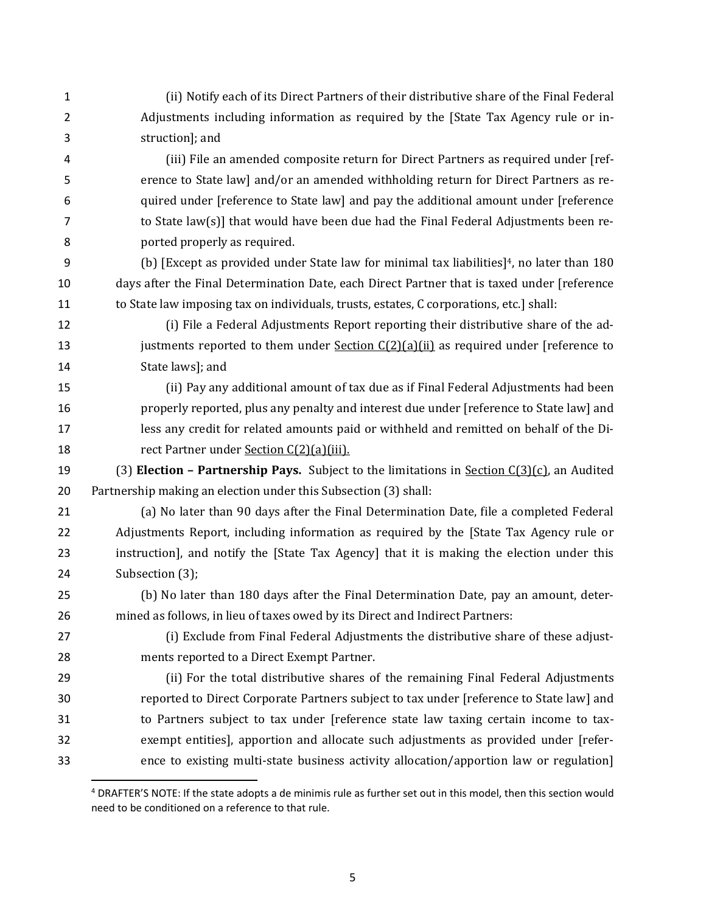(ii) Notify each of its Direct Partners of their distributive share of the Final Federal Adjustments including information as required by the [State Tax Agency rule or instruction]; and

(iii) File an amended composite return for Direct Partners as required under [reference to State law] and/or an amended withholding return for Direct Partners as required under [reference to State law] and pay the additional amount under [reference to State law(s)] that would have been due had the Final Federal Adjustments been reported properly as required.

(b) [Except as provided under State law for minimal tax liabilities][4], no later than 180 days after the Final Determination Date, each Direct Partner that is taxed under [reference to State law imposing tax on individuals, trusts, estates, C corporations, etc.] shall:

(i) File a Federal Adjustments Report reporting their distributive share of the adjustments reported to them under <u>Section C(2)(a)(ii)</u> as required under [reference to State laws]; and

(ii) Pay any additional amount of tax due as if Final Federal Adjustments had been properly reported, plus any penalty and interest due under [reference to State law] and less any credit for related amounts paid or withheld and remitted on behalf of the Direct Partner under <u>Section C(2)(a)(iii).</u>

(3) **Election – Partnership Pays.** Subject to the limitations in <u>Section C(3)(c)</u>, an Audited Partnership making an election under this Subsection (3) shall:

(a) No later than 90 days after the Final Determination Date, file a completed Federal Adjustments Report, including information as required by the [State Tax Agency rule or instruction], and notify the [State Tax Agency] that it is making the election under this Subsection (3);

(b) No later than 180 days after the Final Determination Date, pay an amount, determined as follows, in lieu of taxes owed by its Direct and Indirect Partners:

(i) Exclude from Final Federal Adjustments the distributive share of these adjustments reported to a Direct Exempt Partner.

(ii) For the total distributive shares of the remaining Final Federal Adjustments reported to Direct Corporate Partners subject to tax under [reference to State law] and to Partners subject to tax under [reference state law taxing certain income to tax-exempt entities], apportion and allocate such adjustments as provided under [reference to existing multi-state business activity allocation/apportion law or regulation]

---

[4] DRAFTER'S NOTE: If the state adopts a de minimis rule as further set out in this model, then this section would need to be conditioned on a reference to that rule.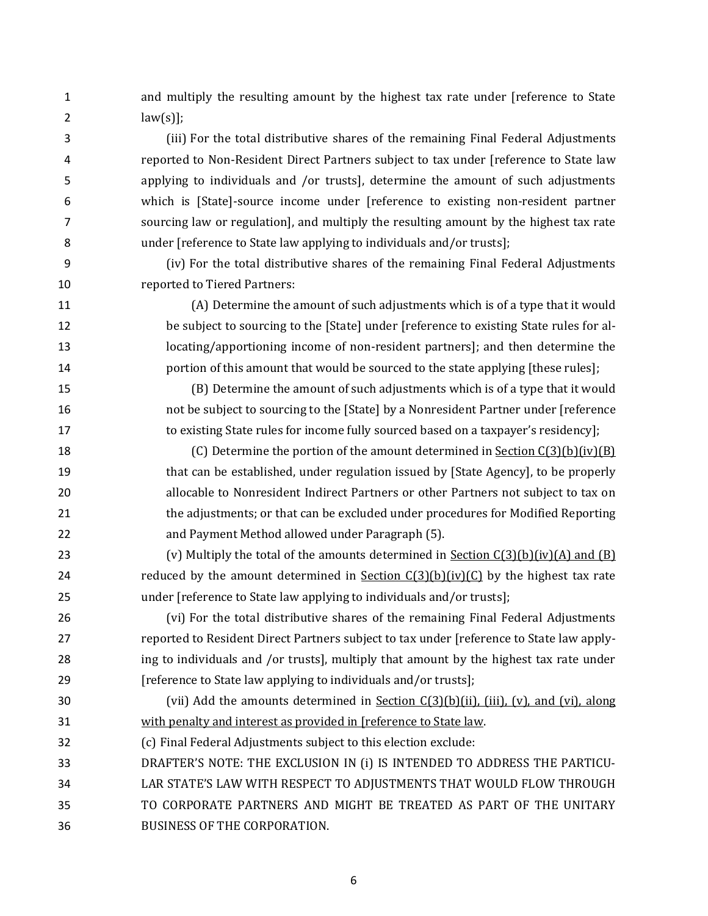and multiply the resulting amount by the highest tax rate under [reference to State law(s)];

(iii) For the total distributive shares of the remaining Final Federal Adjustments reported to Non-Resident Direct Partners subject to tax under [reference to State law applying to individuals and /or trusts], determine the amount of such adjustments which is [State]-source income under [reference to existing non-resident partner sourcing law or regulation], and multiply the resulting amount by the highest tax rate under [reference to State law applying to individuals and/or trusts];

(iv) For the total distributive shares of the remaining Final Federal Adjustments reported to Tiered Partners:

(A) Determine the amount of such adjustments which is of a type that it would be subject to sourcing to the [State] under [reference to existing State rules for allocating/apportioning income of non-resident partners]; and then determine the portion of this amount that would be sourced to the state applying [these rules];

(B) Determine the amount of such adjustments which is of a type that it would not be subject to sourcing to the [State] by a Nonresident Partner under [reference to existing State rules for income fully sourced based on a taxpayer's residency];

(C) Determine the portion of the amount determined in <u>Section C(3)(b)(iv)(B)</u> that can be established, under regulation issued by [State Agency], to be properly allocable to Nonresident Indirect Partners or other Partners not subject to tax on the adjustments; or that can be excluded under procedures for Modified Reporting and Payment Method allowed under Paragraph (5).

(v) Multiply the total of the amounts determined in <u>Section C(3)(b)(iv)(A) and (B)</u> reduced by the amount determined in <u>Section C(3)(b)(iv)(C)</u> by the highest tax rate under [reference to State law applying to individuals and/or trusts];

(vi) For the total distributive shares of the remaining Final Federal Adjustments reported to Resident Direct Partners subject to tax under [reference to State law applying to individuals and /or trusts], multiply that amount by the highest tax rate under [reference to State law applying to individuals and/or trusts];

(vii) Add the amounts determined in <u>Section C(3)(b)(ii), (iii), (v), and (vi), along with penalty and interest as provided in [reference to State law</u>.

(c) Final Federal Adjustments subject to this election exclude:

DRAFTER'S NOTE: THE EXCLUSION IN (i) IS INTENDED TO ADDRESS THE PARTICULAR STATE'S LAW WITH RESPECT TO ADJUSTMENTS THAT WOULD FLOW THROUGH TO CORPORATE PARTNERS AND MIGHT BE TREATED AS PART OF THE UNITARY BUSINESS OF THE CORPORATION.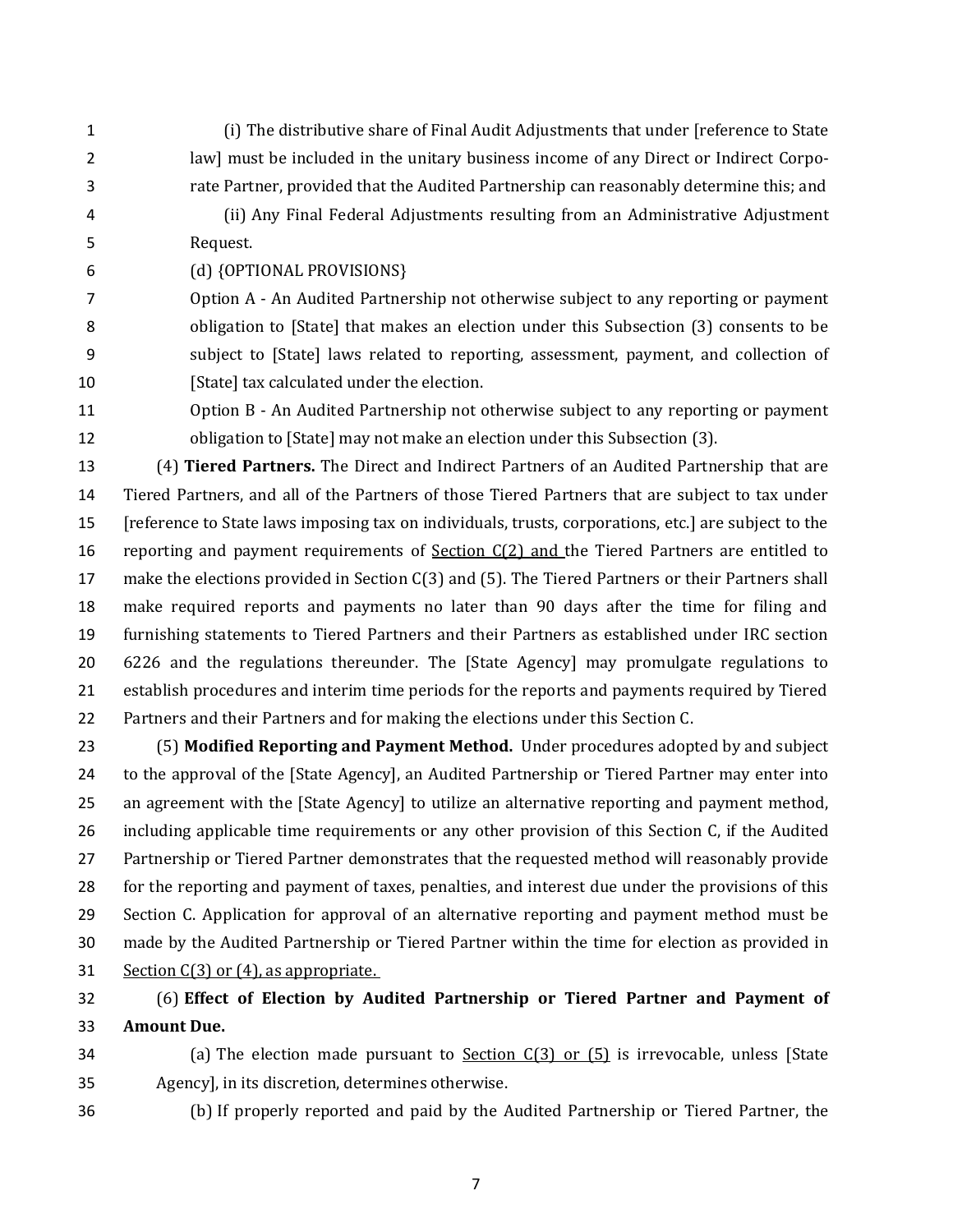(i) The distributive share of Final Audit Adjustments that under [reference to State law] must be included in the unitary business income of any Direct or Indirect Corporate Partner, provided that the Audited Partnership can reasonably determine this; and

(ii) Any Final Federal Adjustments resulting from an Administrative Adjustment Request.

(d) {OPTIONAL PROVISIONS}

Option A - An Audited Partnership not otherwise subject to any reporting or payment obligation to [State] that makes an election under this Subsection (3) consents to be subject to [State] laws related to reporting, assessment, payment, and collection of [State] tax calculated under the election.

Option B - An Audited Partnership not otherwise subject to any reporting or payment obligation to [State] may not make an election under this Subsection (3).

(4) **Tiered Partners.** The Direct and Indirect Partners of an Audited Partnership that are Tiered Partners, and all of the Partners of those Tiered Partners that are subject to tax under [reference to State laws imposing tax on individuals, trusts, corporations, etc.] are subject to the reporting and payment requirements of <u>Section C(2) and</u> the Tiered Partners are entitled to make the elections provided in Section C(3) and (5). The Tiered Partners or their Partners shall make required reports and payments no later than 90 days after the time for filing and furnishing statements to Tiered Partners and their Partners as established under IRC section 6226 and the regulations thereunder. The [State Agency] may promulgate regulations to establish procedures and interim time periods for the reports and payments required by Tiered Partners and their Partners and for making the elections under this Section C.

(5) **Modified Reporting and Payment Method.** Under procedures adopted by and subject to the approval of the [State Agency], an Audited Partnership or Tiered Partner may enter into an agreement with the [State Agency] to utilize an alternative reporting and payment method, including applicable time requirements or any other provision of this Section C, if the Audited Partnership or Tiered Partner demonstrates that the requested method will reasonably provide for the reporting and payment of taxes, penalties, and interest due under the provisions of this Section C. Application for approval of an alternative reporting and payment method must be made by the Audited Partnership or Tiered Partner within the time for election as provided in <u>Section C(3) or (4), as appropriate.</u>

(6) **Effect of Election by Audited Partnership or Tiered Partner and Payment of Amount Due.**

(a) The election made pursuant to <u>Section C(3) or (5)</u> is irrevocable, unless [State Agency], in its discretion, determines otherwise.

(b) If properly reported and paid by the Audited Partnership or Tiered Partner, the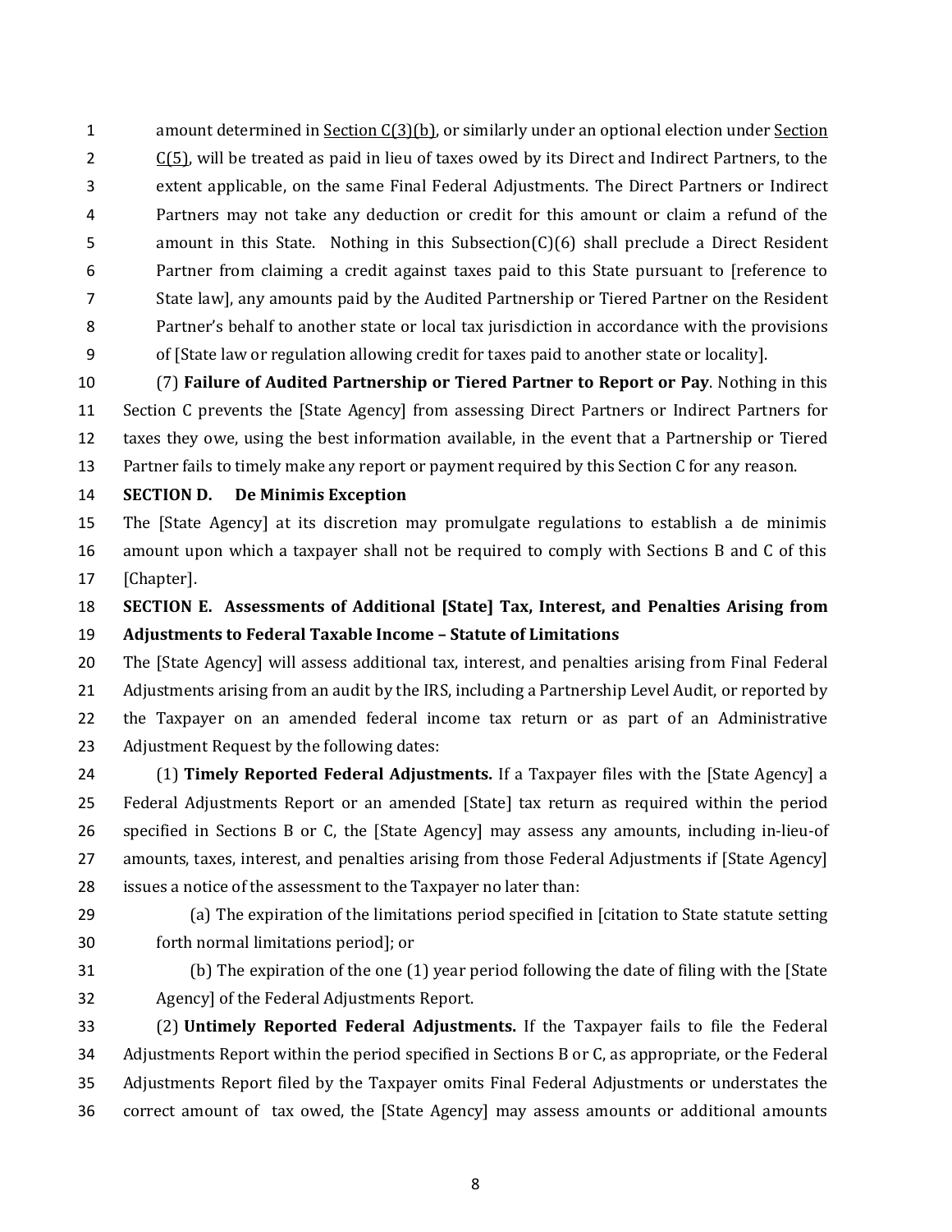amount determined in Section C(3)(b), or similarly under an optional election under Section C(5), will be treated as paid in lieu of taxes owed by its Direct and Indirect Partners, to the extent applicable, on the same Final Federal Adjustments. The Direct Partners or Indirect Partners may not take any deduction or credit for this amount or claim a refund of the amount in this State. Nothing in this Subsection(C)(6) shall preclude a Direct Resident Partner from claiming a credit against taxes paid to this State pursuant to [reference to State law], any amounts paid by the Audited Partnership or Tiered Partner on the Resident Partner's behalf to another state or local tax jurisdiction in accordance with the provisions of [State law or regulation allowing credit for taxes paid to another state or locality].

(7) **Failure of Audited Partnership or Tiered Partner to Report or Pay**. Nothing in this Section C prevents the [State Agency] from assessing Direct Partners or Indirect Partners for taxes they owe, using the best information available, in the event that a Partnership or Tiered Partner fails to timely make any report or payment required by this Section C for any reason.

**SECTION D. De Minimis Exception**

The [State Agency] at its discretion may promulgate regulations to establish a de minimis amount upon which a taxpayer shall not be required to comply with Sections B and C of this [Chapter].

**SECTION E. Assessments of Additional [State] Tax, Interest, and Penalties Arising from Adjustments to Federal Taxable Income – Statute of Limitations**

The [State Agency] will assess additional tax, interest, and penalties arising from Final Federal Adjustments arising from an audit by the IRS, including a Partnership Level Audit, or reported by the Taxpayer on an amended federal income tax return or as part of an Administrative Adjustment Request by the following dates:

(1) **Timely Reported Federal Adjustments.** If a Taxpayer files with the [State Agency] a Federal Adjustments Report or an amended [State] tax return as required within the period specified in Sections B or C, the [State Agency] may assess any amounts, including in-lieu-of amounts, taxes, interest, and penalties arising from those Federal Adjustments if [State Agency] issues a notice of the assessment to the Taxpayer no later than:

(a) The expiration of the limitations period specified in [citation to State statute setting forth normal limitations period]; or

(b) The expiration of the one (1) year period following the date of filing with the [State Agency] of the Federal Adjustments Report.

(2) **Untimely Reported Federal Adjustments.** If the Taxpayer fails to file the Federal Adjustments Report within the period specified in Sections B or C, as appropriate, or the Federal Adjustments Report filed by the Taxpayer omits Final Federal Adjustments or understates the correct amount of tax owed, the [State Agency] may assess amounts or additional amounts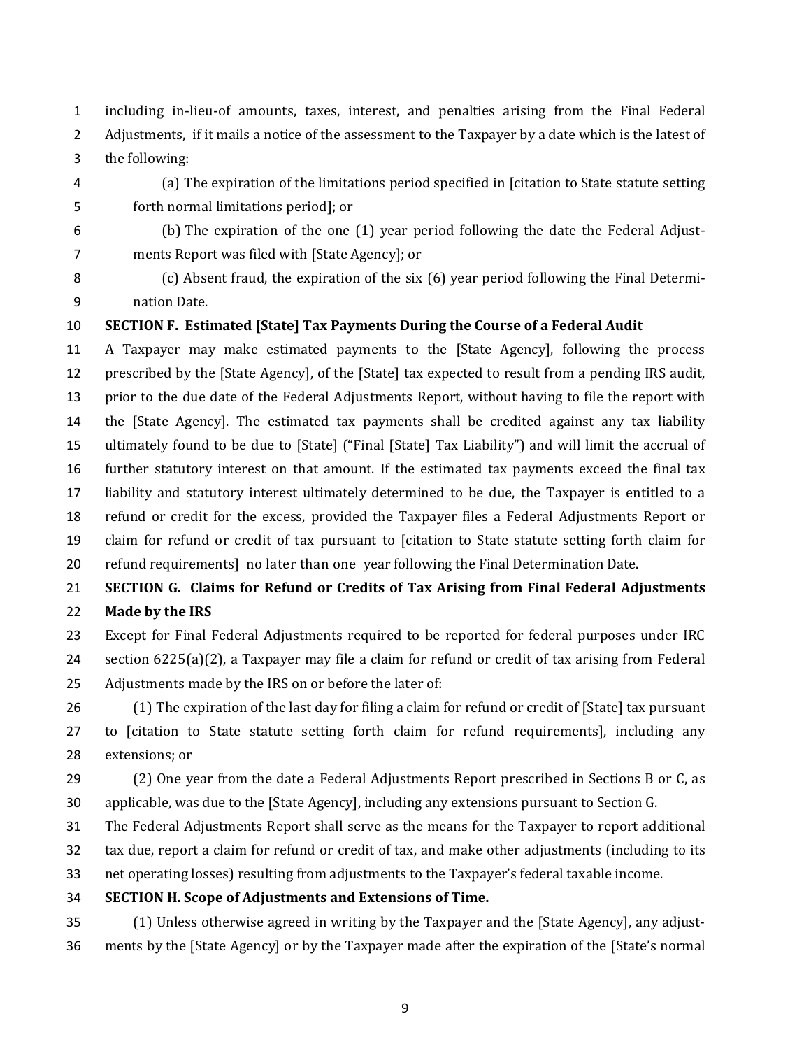including in-lieu-of amounts, taxes, interest, and penalties arising from the Final Federal Adjustments, if it mails a notice of the assessment to the Taxpayer by a date which is the latest of the following:

(a) The expiration of the limitations period specified in [citation to State statute setting forth normal limitations period]; or

(b) The expiration of the one (1) year period following the date the Federal Adjustments Report was filed with [State Agency]; or

(c) Absent fraud, the expiration of the six (6) year period following the Final Determination Date.

**SECTION F. Estimated [State] Tax Payments During the Course of a Federal Audit**

A Taxpayer may make estimated payments to the [State Agency], following the process prescribed by the [State Agency], of the [State] tax expected to result from a pending IRS audit, prior to the due date of the Federal Adjustments Report, without having to file the report with the [State Agency]. The estimated tax payments shall be credited against any tax liability ultimately found to be due to [State] ("Final [State] Tax Liability") and will limit the accrual of further statutory interest on that amount. If the estimated tax payments exceed the final tax liability and statutory interest ultimately determined to be due, the Taxpayer is entitled to a refund or credit for the excess, provided the Taxpayer files a Federal Adjustments Report or claim for refund or credit of tax pursuant to [citation to State statute setting forth claim for refund requirements] no later than one year following the Final Determination Date.

**SECTION G. Claims for Refund or Credits of Tax Arising from Final Federal Adjustments Made by the IRS**

Except for Final Federal Adjustments required to be reported for federal purposes under IRC section 6225(a)(2), a Taxpayer may file a claim for refund or credit of tax arising from Federal Adjustments made by the IRS on or before the later of:

(1) The expiration of the last day for filing a claim for refund or credit of [State] tax pursuant to [citation to State statute setting forth claim for refund requirements], including any extensions; or

(2) One year from the date a Federal Adjustments Report prescribed in Sections B or C, as applicable, was due to the [State Agency], including any extensions pursuant to Section G.

The Federal Adjustments Report shall serve as the means for the Taxpayer to report additional tax due, report a claim for refund or credit of tax, and make other adjustments (including to its net operating losses) resulting from adjustments to the Taxpayer's federal taxable income.

**SECTION H. Scope of Adjustments and Extensions of Time.**

(1) Unless otherwise agreed in writing by the Taxpayer and the [State Agency], any adjustments by the [State Agency] or by the Taxpayer made after the expiration of the [State's normal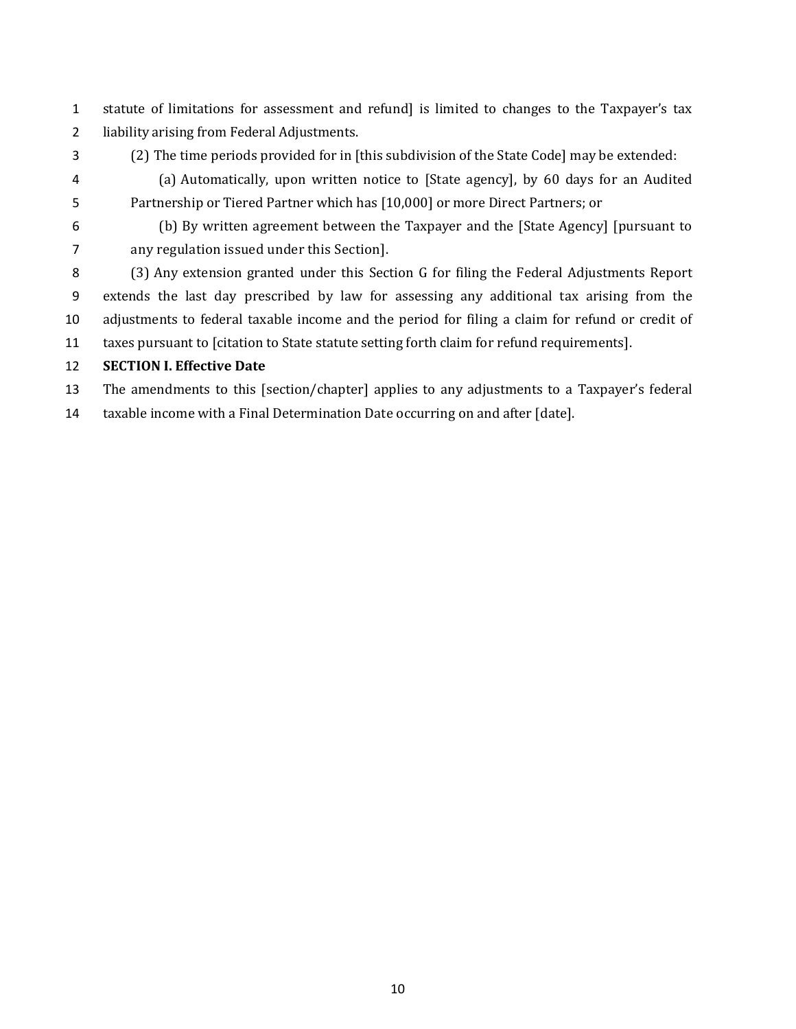statute of limitations for assessment and refund] is limited to changes to the Taxpayer's tax liability arising from Federal Adjustments.

(2) The time periods provided for in [this subdivision of the State Code] may be extended:

(a) Automatically, upon written notice to [State agency], by 60 days for an Audited Partnership or Tiered Partner which has [10,000] or more Direct Partners; or

(b) By written agreement between the Taxpayer and the [State Agency] [pursuant to any regulation issued under this Section].

(3) Any extension granted under this Section G for filing the Federal Adjustments Report extends the last day prescribed by law for assessing any additional tax arising from the adjustments to federal taxable income and the period for filing a claim for refund or credit of taxes pursuant to [citation to State statute setting forth claim for refund requirements].

**SECTION I. Effective Date**

The amendments to this [section/chapter] applies to any adjustments to a Taxpayer's federal taxable income with a Final Determination Date occurring on and after [date].